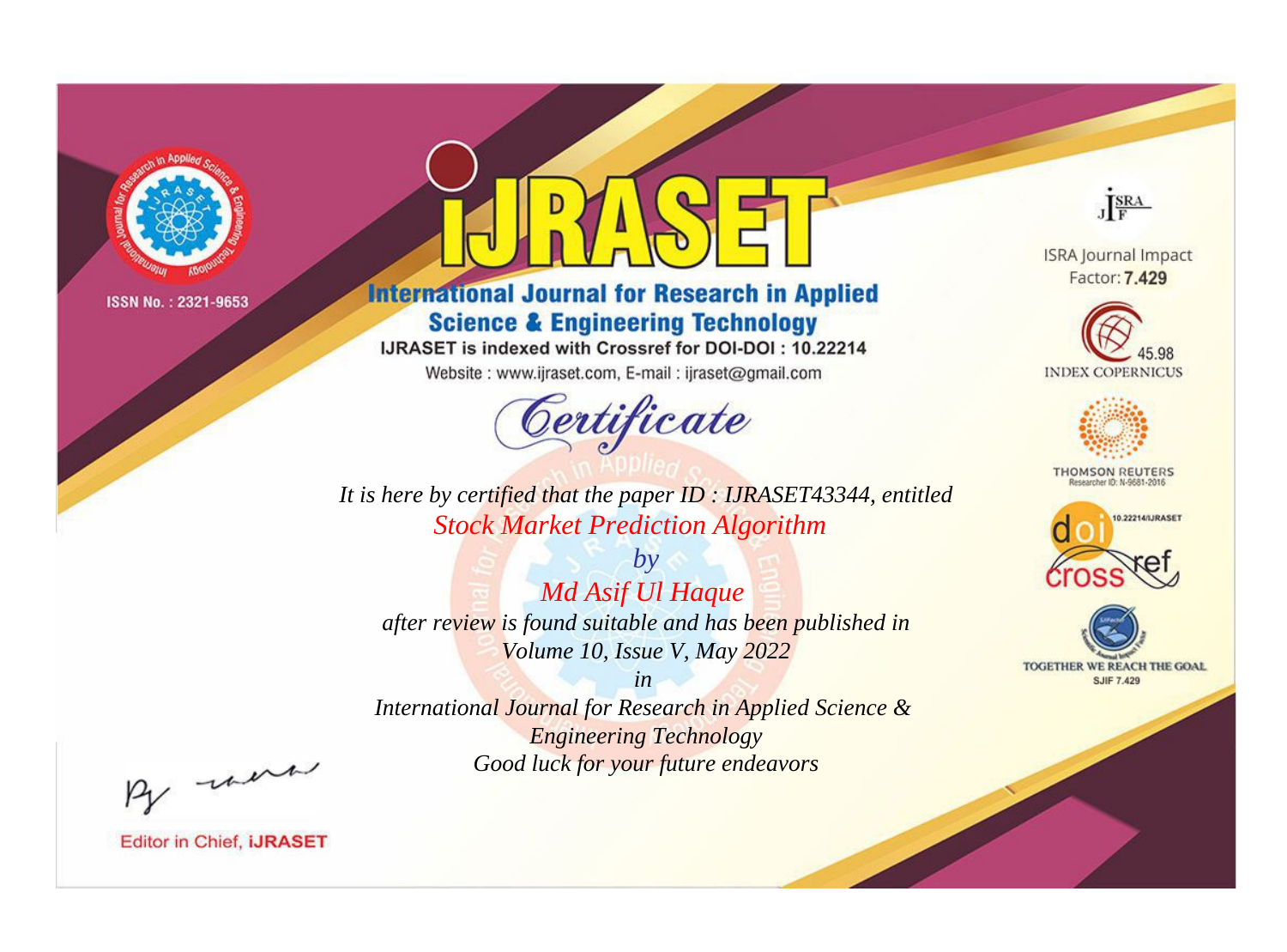ISSN No. : 2321-9653

# iJRASET

## International Journal for Research in Applied Science & Engineering Technology

IJRASET is indexed with Crossref for DOI-DOI : 10.22214

Website : www.ijraset.com, E-mail : ijraset@gmail.com

ISRA Journal Impact Factor: **7.429**

45.98 INDEX COPERNICUS

THOMSON REUTERS Researcher ID: N-9681-2016

10.22214/IJRASET

TOGETHER WE REACH THE GOAL SJIF 7.429

## *Certificate*

*It is here by certified that the paper ID : IJRASET43344, entitled*

*Stock Market Prediction Algorithm*

*by*

*Md Asif Ul Haque*

*after review is found suitable and has been published in*

*Volume 10, Issue V, May 2022*

*in*

*International Journal for Research in Applied Science & Engineering Technology*

*Good luck for your future endeavors*

Editor in Chief, **iJRASET**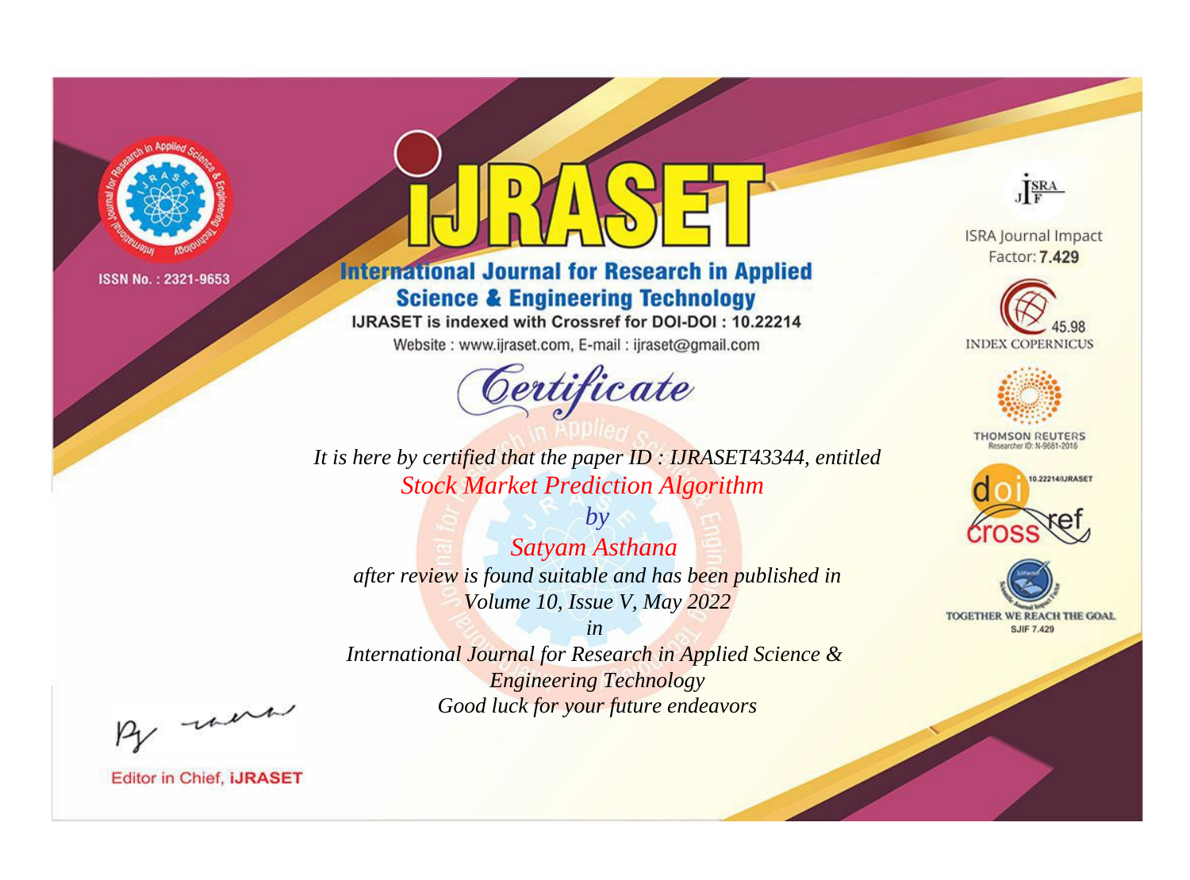ISSN No. : 2321-9653

# iJRASET

## International Journal for Research in Applied Science & Engineering Technology

IJRASET is indexed with Crossref for DOI-DOI : 10.22214

Website : www.ijraset.com, E-mail : ijraset@gmail.com

ISRA Journal Impact Factor: **7.429**

45.98 INDEX COPERNICUS

THOMSON REUTERS Researcher ID: N-9681-2016

10.22214/IJRASET

TOGETHER WE REACH THE GOAL SJIF 7.429

*Certificate*

*It is here by certified that the paper ID : IJRASET43344, entitled*

*Stock Market Prediction Algorithm*

*by*

*Satyam Asthana*

*after review is found suitable and has been published in*

*Volume 10, Issue V, May 2022*

*in*

*International Journal for Research in Applied Science & Engineering Technology*

*Good luck for your future endeavors*

Editor in Chief, iJRASET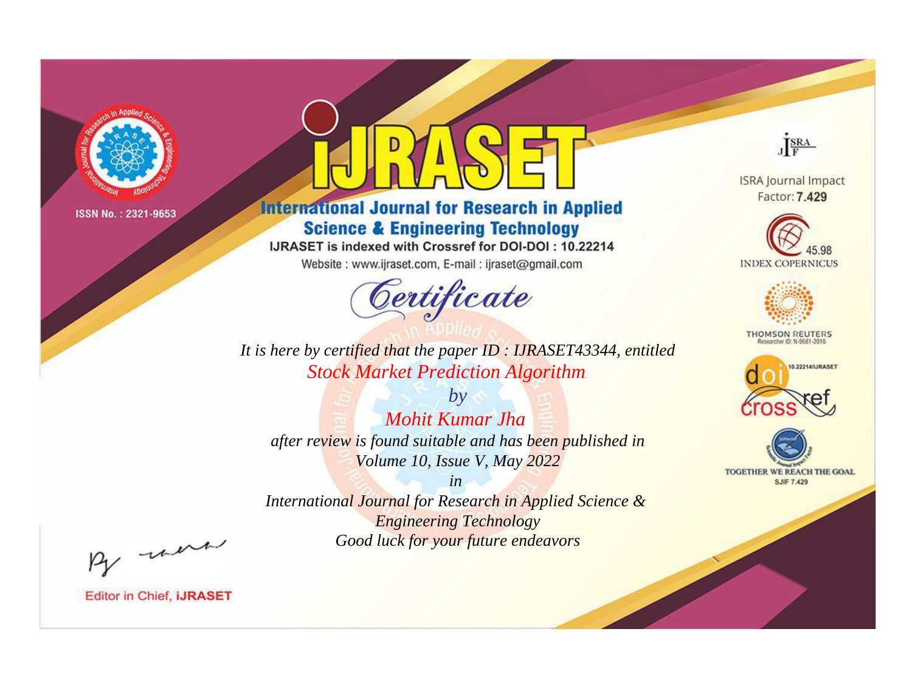ISSN No. : 2321-9653

# iJRASET

## International Journal for Research in Applied Science & Engineering Technology

IJRASET is indexed with Crossref for DOI-DOI : 10.22214

Website : www.ijraset.com, E-mail : ijraset@gmail.com

ISRA Journal Impact Factor: **7.429**

45.98 INDEX COPERNICUS

THOMSON REUTERS Researcher ID: N-9681-2016

10.22214/IJRASET

TOGETHER WE REACH THE GOAL SJIF 7.429

# *Certificate*

*It is here by certified that the paper ID : IJRASET43344, entitled*

*Stock Market Prediction Algorithm*

*by*

*Mohit Kumar Jha*

*after review is found suitable and has been published in*

*Volume 10, Issue V, May 2022*

*in*

*International Journal for Research in Applied Science & Engineering Technology*

*Good luck for your future endeavors*

Editor in Chief, **iJRASET**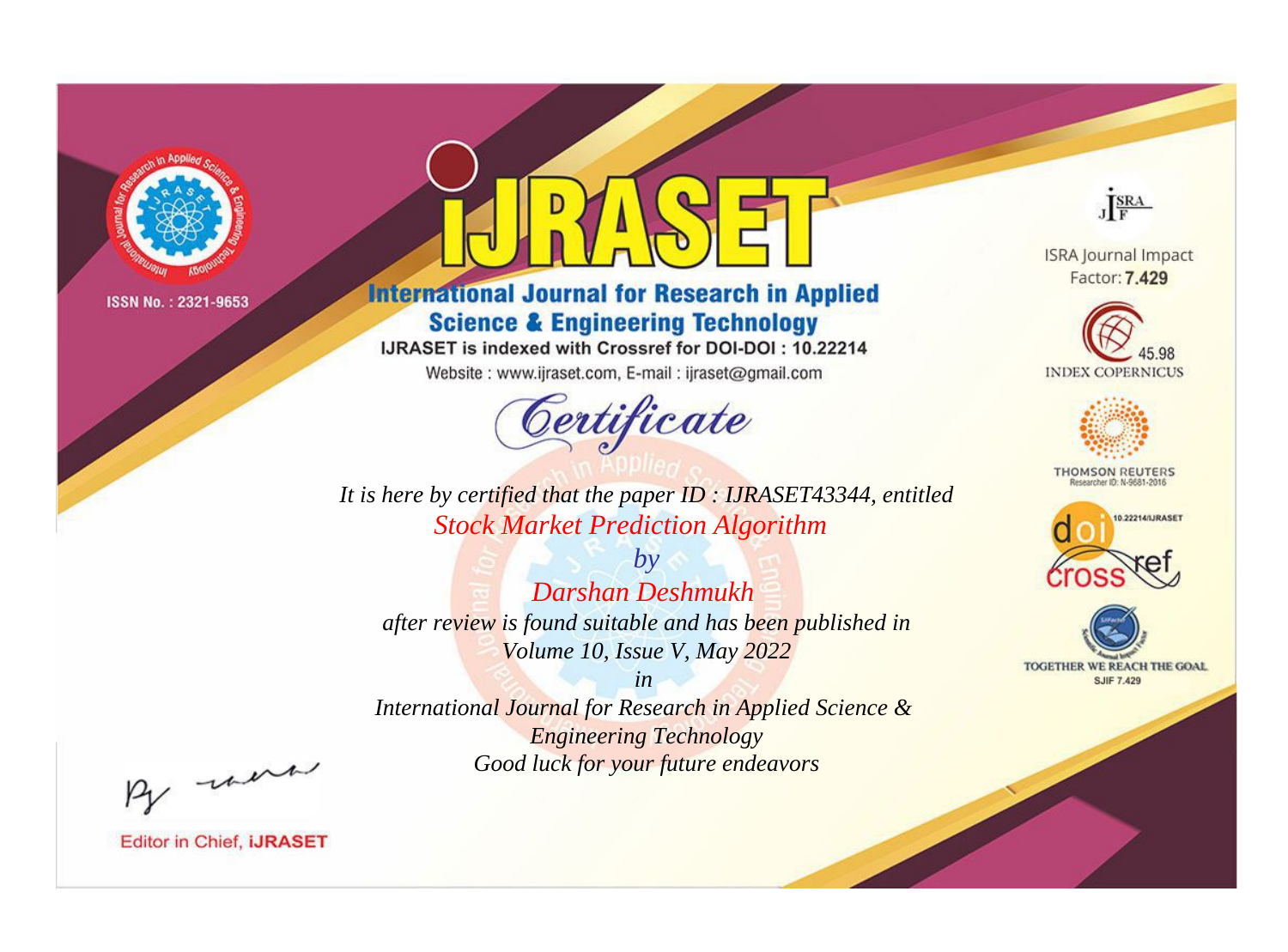ISSN No. : 2321-9653

# iJRASET

## International Journal for Research in Applied Science & Engineering Technology

IJRASET is indexed with Crossref for DOI-DOI : 10.22214

Website : www.ijraset.com, E-mail : ijraset@gmail.com

# Certificate

*It is here by certified that the paper ID : IJRASET43344, entitled*

*Stock Market Prediction Algorithm*

*by*

*Darshan Deshmukh*

*after review is found suitable and has been published in*

*Volume 10, Issue V, May 2022*

*in*

*International Journal for Research in Applied Science & Engineering Technology*

*Good luck for your future endeavors*

ISRA Journal Impact Factor: **7.429**

45.98 INDEX COPERNICUS

THOMSON REUTERS Researcher ID: N-9681-2016

10.22214/IJRASET

TOGETHER WE REACH THE GOAL SJIF 7.429

Editor in Chief, **iJRASET**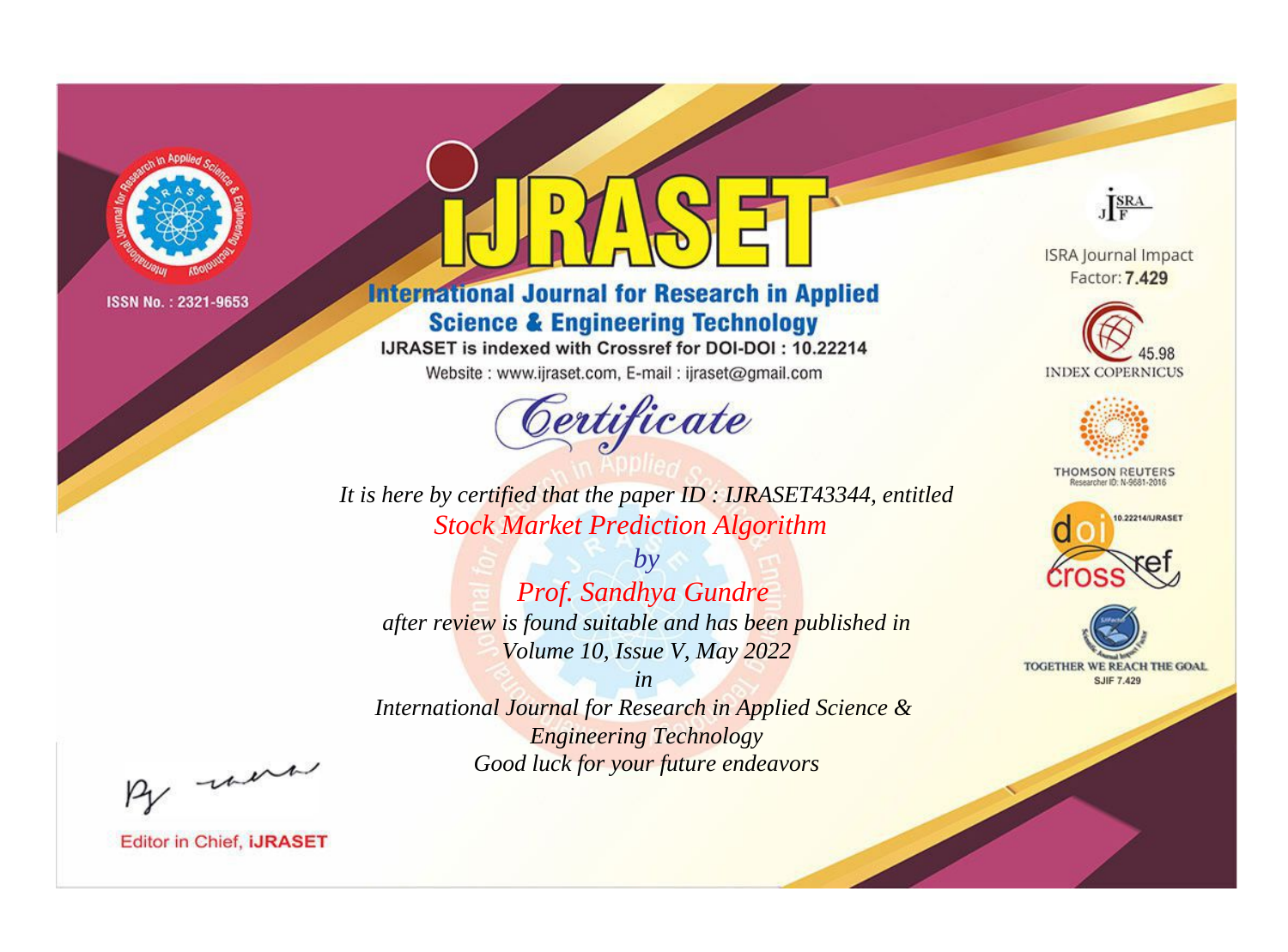ISSN No. : 2321-9653

# iJRASET

## International Journal for Research in Applied Science & Engineering Technology

IJRASET is indexed with Crossref for DOI-DOI : 10.22214

Website : www.ijraset.com, E-mail : ijraset@gmail.com

*Certificate*

*It is here by certified that the paper ID : IJRASET43344, entitled*

*Stock Market Prediction Algorithm*

*by*

*Prof. Sandhya Gundre*

*after review is found suitable and has been published in*

*Volume 10, Issue V, May 2022*

*in*

*International Journal for Research in Applied Science & Engineering Technology*

*Good luck for your future endeavors*

ISRA Journal Impact Factor: **7.429**

45.98 INDEX COPERNICUS

THOMSON REUTERS Researcher ID: N-9681-2016

10.22214/IJRASET

TOGETHER WE REACH THE GOAL SJIF 7.429

Editor in Chief, **iJRASET**